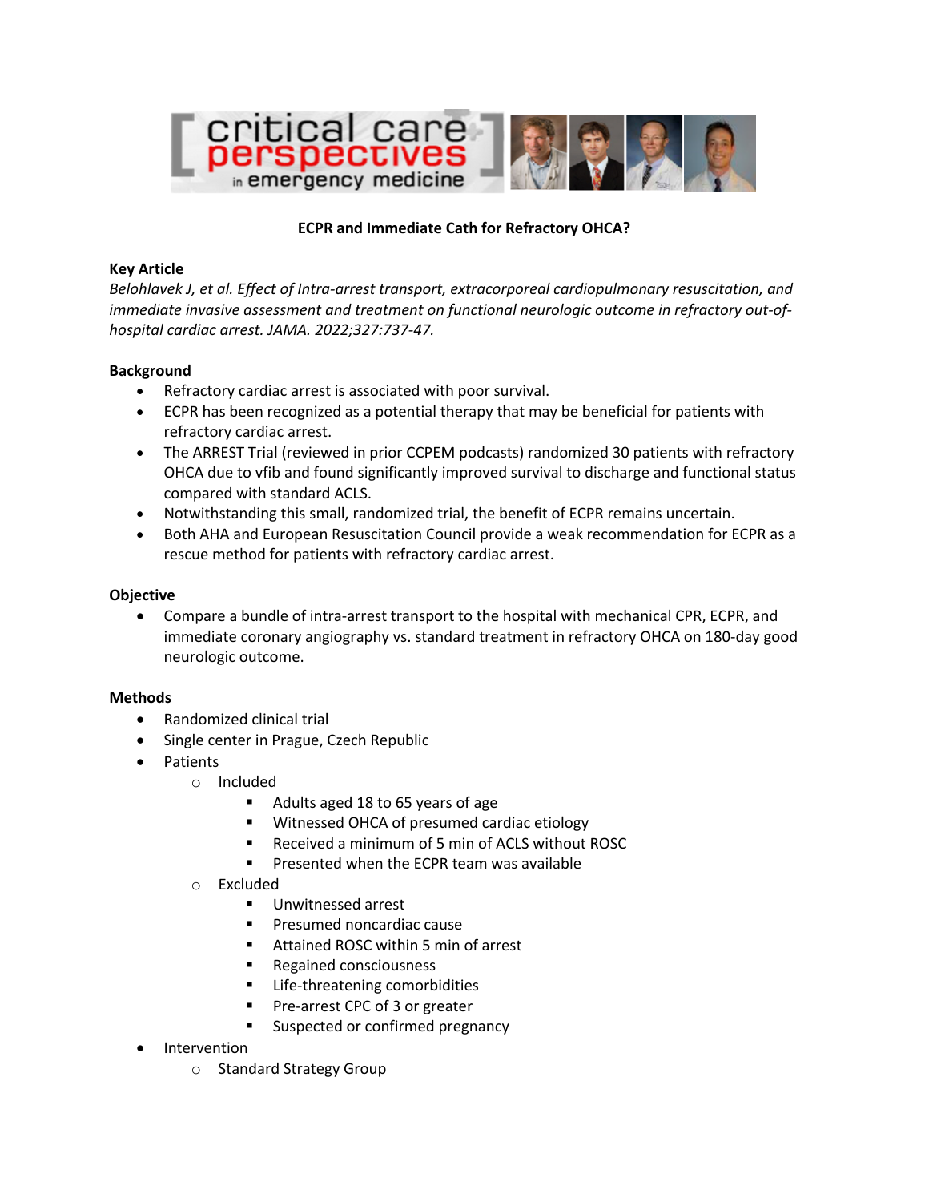# ECPR and Immediate Cath for Refractory OHCA?

**Key Article**

*Belohlavek J, et al. Effect of Intra-arrest transport, extracorporeal cardiopulmonary resuscitation, and immediate invasive assessment and treatment on functional neurologic outcome in refractory out-of-hospital cardiac arrest. JAMA. 2022;327:737-47.*

**Background**

- Refractory cardiac arrest is associated with poor survival.
- ECPR has been recognized as a potential therapy that may be beneficial for patients with refractory cardiac arrest.
- The ARREST Trial (reviewed in prior CCPEM podcasts) randomized 30 patients with refractory OHCA due to vfib and found significantly improved survival to discharge and functional status compared with standard ACLS.
- Notwithstanding this small, randomized trial, the benefit of ECPR remains uncertain.
- Both AHA and European Resuscitation Council provide a weak recommendation for ECPR as a rescue method for patients with refractory cardiac arrest.

**Objective**

- Compare a bundle of intra-arrest transport to the hospital with mechanical CPR, ECPR, and immediate coronary angiography vs. standard treatment in refractory OHCA on 180-day good neurologic outcome.

**Methods**

- Randomized clinical trial
- Single center in Prague, Czech Republic
- Patients
  - Included
    - Adults aged 18 to 65 years of age
    - Witnessed OHCA of presumed cardiac etiology
    - Received a minimum of 5 min of ACLS without ROSC
    - Presented when the ECPR team was available
  - Excluded
    - Unwitnessed arrest
    - Presumed noncardiac cause
    - Attained ROSC within 5 min of arrest
    - Regained consciousness
    - Life-threatening comorbidities
    - Pre-arrest CPC of 3 or greater
    - Suspected or confirmed pregnancy
- Intervention
  - Standard Strategy Group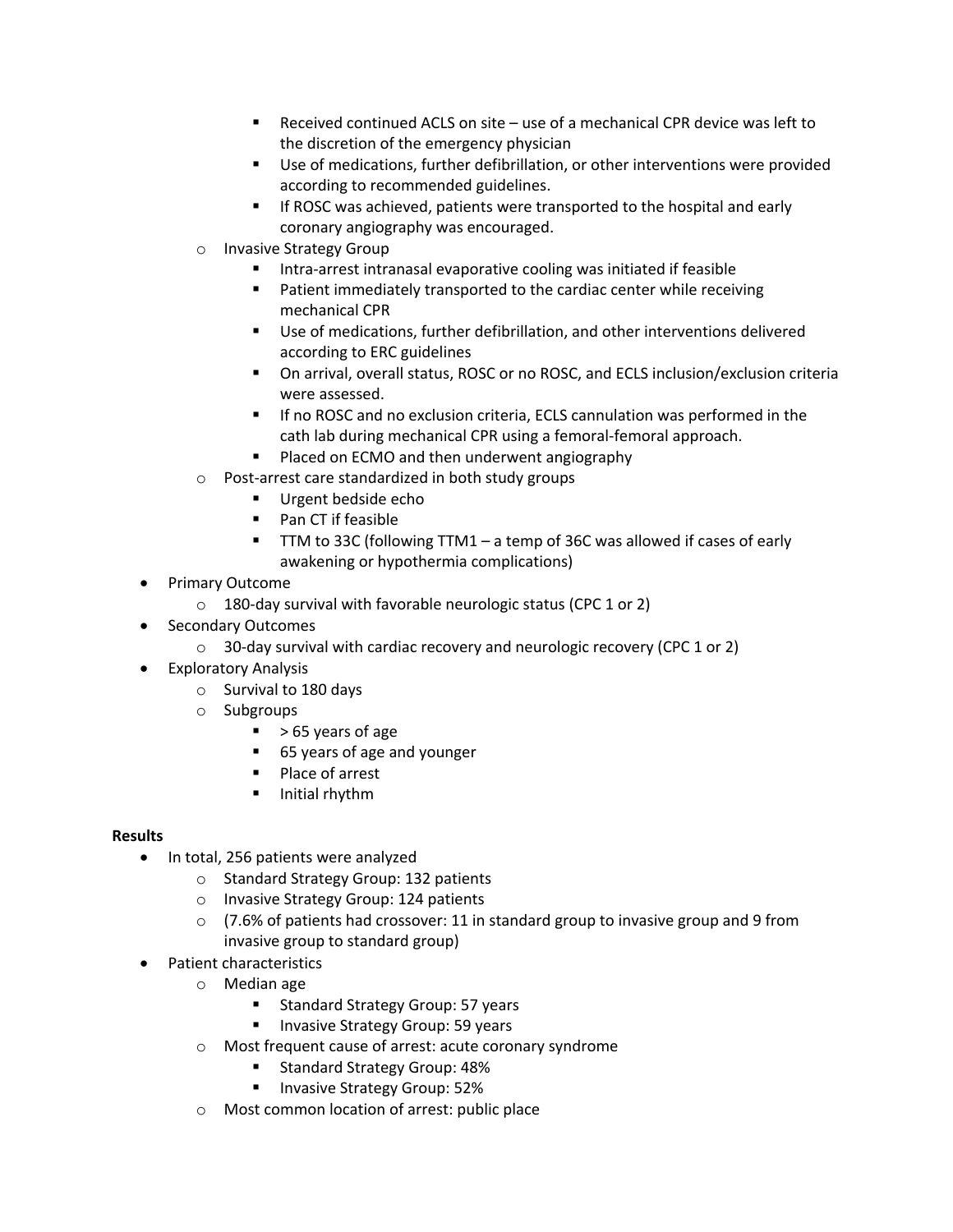- Received continued ACLS on site – use of a mechanical CPR device was left to the discretion of the emergency physician
        - Use of medications, further defibrillation, or other interventions were provided according to recommended guidelines.
        - If ROSC was achieved, patients were transported to the hospital and early coronary angiography was encouraged.
    - Invasive Strategy Group
        - Intra-arrest intranasal evaporative cooling was initiated if feasible
        - Patient immediately transported to the cardiac center while receiving mechanical CPR
        - Use of medications, further defibrillation, and other interventions delivered according to ERC guidelines
        - On arrival, overall status, ROSC or no ROSC, and ECLS inclusion/exclusion criteria were assessed.
        - If no ROSC and no exclusion criteria, ECLS cannulation was performed in the cath lab during mechanical CPR using a femoral-femoral approach.
        - Placed on ECMO and then underwent angiography
    - Post-arrest care standardized in both study groups
        - Urgent bedside echo
        - Pan CT if feasible
        - TTM to 33C (following TTM1 – a temp of 36C was allowed if cases of early awakening or hypothermia complications)
- Primary Outcome
    - 180-day survival with favorable neurologic status (CPC 1 or 2)
- Secondary Outcomes
    - 30-day survival with cardiac recovery and neurologic recovery (CPC 1 or 2)
- Exploratory Analysis
    - Survival to 180 days
    - Subgroups
        - > 65 years of age
        - 65 years of age and younger
        - Place of arrest
        - Initial rhythm

**Results**

- In total, 256 patients were analyzed
    - Standard Strategy Group: 132 patients
    - Invasive Strategy Group: 124 patients
    - (7.6% of patients had crossover: 11 in standard group to invasive group and 9 from invasive group to standard group)
- Patient characteristics
    - Median age
        - Standard Strategy Group: 57 years
        - Invasive Strategy Group: 59 years
    - Most frequent cause of arrest: acute coronary syndrome
        - Standard Strategy Group: 48%
        - Invasive Strategy Group: 52%
    - Most common location of arrest: public place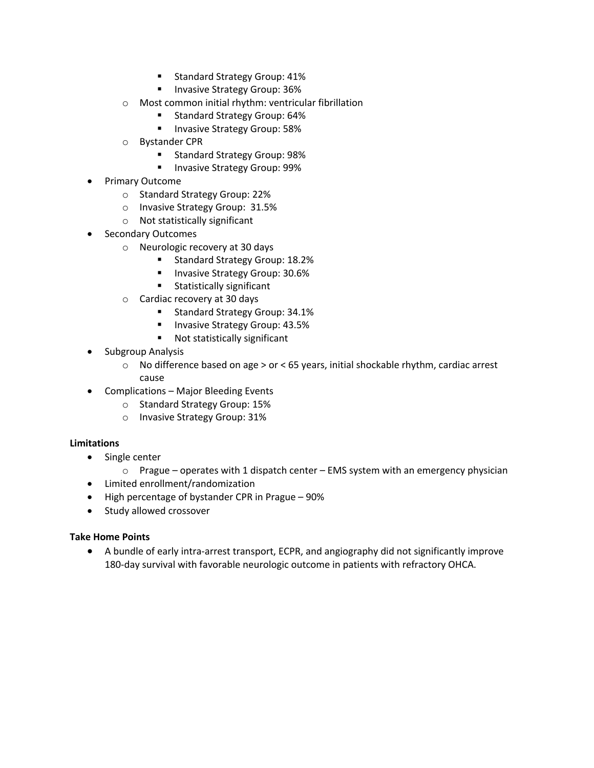- Standard Strategy Group: 41%
        - Invasive Strategy Group: 36%
    - Most common initial rhythm: ventricular fibrillation
        - Standard Strategy Group: 64%
        - Invasive Strategy Group: 58%
    - Bystander CPR
        - Standard Strategy Group: 98%
        - Invasive Strategy Group: 99%
- Primary Outcome
    - Standard Strategy Group: 22%
    - Invasive Strategy Group: 31.5%
    - Not statistically significant
- Secondary Outcomes
    - Neurologic recovery at 30 days
        - Standard Strategy Group: 18.2%
        - Invasive Strategy Group: 30.6%
        - Statistically significant
    - Cardiac recovery at 30 days
        - Standard Strategy Group: 34.1%
        - Invasive Strategy Group: 43.5%
        - Not statistically significant
- Subgroup Analysis
    - No difference based on age > or < 65 years, initial shockable rhythm, cardiac arrest cause
- Complications – Major Bleeding Events
    - Standard Strategy Group: 15%
    - Invasive Strategy Group: 31%

**Limitations**

- Single center
    - Prague – operates with 1 dispatch center – EMS system with an emergency physician
- Limited enrollment/randomization
- High percentage of bystander CPR in Prague – 90%
- Study allowed crossover

**Take Home Points**

- A bundle of early intra-arrest transport, ECPR, and angiography did not significantly improve 180-day survival with favorable neurologic outcome in patients with refractory OHCA.